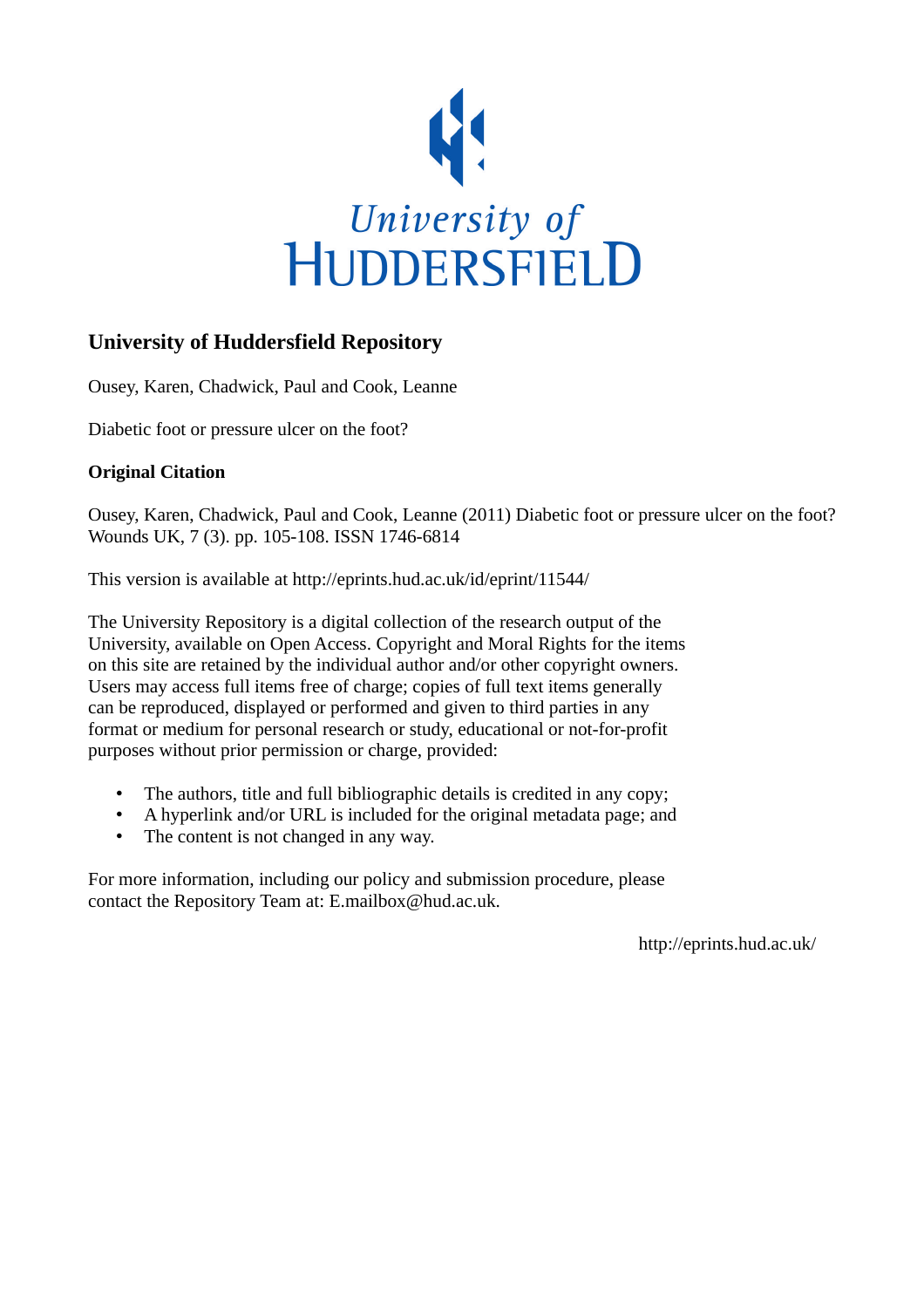University of HUDDERSFIELD

## University of Huddersfield Repository

Ousey, Karen, Chadwick, Paul and Cook, Leanne

Diabetic foot or pressure ulcer on the foot?

### Original Citation

Ousey, Karen, Chadwick, Paul and Cook, Leanne (2011) Diabetic foot or pressure ulcer on the foot? Wounds UK, 7 (3). pp. 105-108. ISSN 1746-6814

This version is available at http://eprints.hud.ac.uk/id/eprint/11544/

The University Repository is a digital collection of the research output of the University, available on Open Access. Copyright and Moral Rights for the items on this site are retained by the individual author and/or other copyright owners. Users may access full items free of charge; copies of full text items generally can be reproduced, displayed or performed and given to third parties in any format or medium for personal research or study, educational or not-for-profit purposes without prior permission or charge, provided:

- The authors, title and full bibliographic details is credited in any copy;
- A hyperlink and/or URL is included for the original metadata page; and
- The content is not changed in any way.

For more information, including our policy and submission procedure, please contact the Repository Team at: E.mailbox@hud.ac.uk.

http://eprints.hud.ac.uk/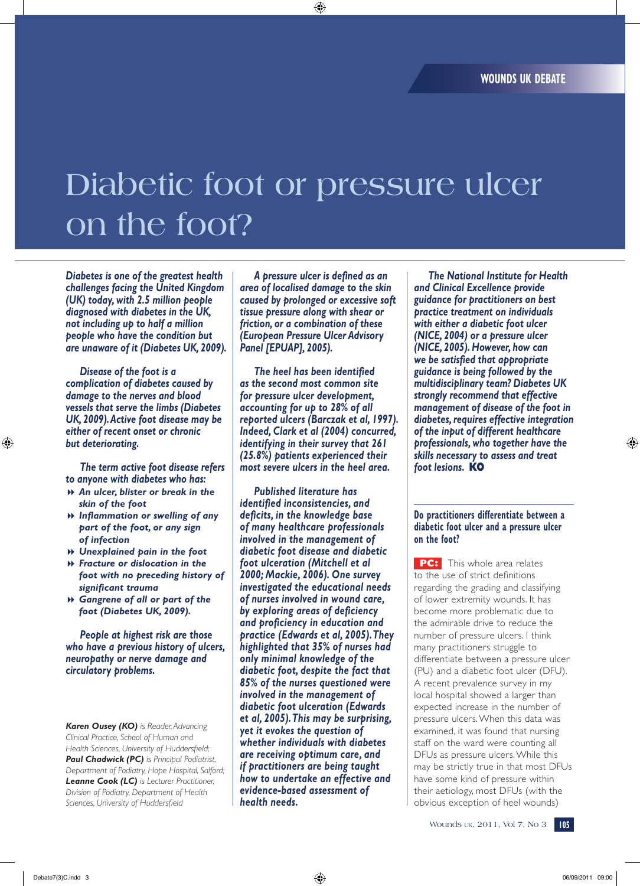# Diabetic foot or pressure ulcer on the foot?

*Diabetes is one of the greatest health challenges facing the United Kingdom (UK) today, with 2.5 million people diagnosed with diabetes in the UK, not including up to half a million people who have the condition but are unaware of it (Diabetes UK, 2009).*

*Disease of the foot is a complication of diabetes caused by damage to the nerves and blood vessels that serve the limbs (Diabetes UK, 2009). Active foot disease may be either of recent onset or chronic but deteriorating.*

*The term active foot disease refers to anyone with diabetes who has:*

- *An ulcer, blister or break in the skin of the foot*
- *Inflammation or swelling of any part of the foot, or any sign of infection*
- *Unexplained pain in the foot*
- *Fracture or dislocation in the foot with no preceding history of significant trauma*
- *Gangrene of all or part of the foot (Diabetes UK, 2009).*

*People at highest risk are those who have a previous history of ulcers, neuropathy or nerve damage and circulatory problems.*

***Karen Ousey (KO)** is Reader, Advancing Clinical Practice, School of Human and Health Sciences, University of Huddersfield; **Paul Chadwick (PC)** is Principal Podiatrist, Department of Podiatry, Hope Hospital, Salford; **Leanne Cook (LC)** is Lecturer Practitioner, Division of Podiatry, Department of Health Sciences, University of Huddersfield*

*A pressure ulcer is defined as an area of localised damage to the skin caused by prolonged or excessive soft tissue pressure along with shear or friction, or a combination of these (European Pressure Ulcer Advisory Panel [EPUAP], 2005).*

*The heel has been identified as the second most common site for pressure ulcer development, accounting for up to 28% of all reported ulcers (Barczak et al, 1997). Indeed, Clark et al (2004) concurred, identifying in their survey that 261 (25.8%) patients experienced their most severe ulcers in the heel area.*

*Published literature has identified inconsistencies, and deficits, in the knowledge base of many healthcare professionals involved in the management of diabetic foot disease and diabetic foot ulceration (Mitchell et al 2000; Mackie, 2006). One survey investigated the educational needs of nurses involved in wound care, by exploring areas of deficiency and proficiency in education and practice (Edwards et al, 2005). They highlighted that 35% of nurses had only minimal knowledge of the diabetic foot, despite the fact that 85% of the nurses questioned were involved in the management of diabetic foot ulceration (Edwards et al, 2005). This may be surprising, yet it evokes the question of whether individuals with diabetes are receiving optimum care, and if practitioners are being taught how to undertake an effective and evidence-based assessment of health needs.*

*The National Institute for Health and Clinical Excellence provide guidance for practitioners on best practice treatment on individuals with either a diabetic foot ulcer (NICE, 2004) or a pressure ulcer (NICE, 2005). However, how can we be satisfied that appropriate guidance is being followed by the multidisciplinary team? Diabetes UK strongly recommend that effective management of disease of the foot in diabetes, requires effective integration of the input of different healthcare professionals, who together have the skills necessary to assess and treat foot lesions.* **KO**

## Do practitioners differentiate between a diabetic foot ulcer and a pressure ulcer on the foot?

**PC:** This whole area relates to the use of strict definitions regarding the grading and classifying of lower extremity wounds. It has become more problematic due to the admirable drive to reduce the number of pressure ulcers. I think many practitioners struggle to differentiate between a pressure ulcer (PU) and a diabetic foot ulcer (DFU). A recent prevalence survey in my local hospital showed a larger than expected increase in the number of pressure ulcers. When this data was examined, it was found that nursing staff on the ward were counting all DFUs as pressure ulcers. While this may be strictly true in that most DFUs have some kind of pressure within their aetiology, most DFUs (with the obvious exception of heel wounds)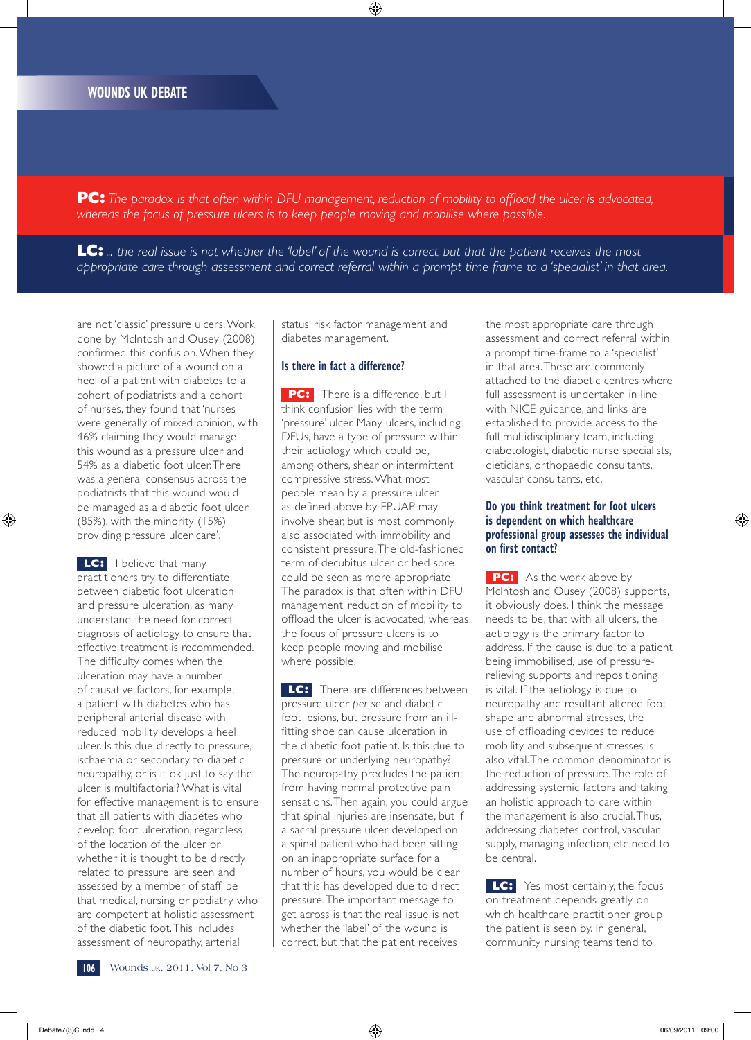**PC:** *The paradox is that often within DFU management, reduction of mobility to offload the ulcer is advocated, whereas the focus of pressure ulcers is to keep people moving and mobilise where possible.*

**LC:** *... the real issue is not whether the 'label' of the wound is correct, but that the patient receives the most appropriate care through assessment and correct referral within a prompt time-frame to a 'specialist' in that area.*

are not 'classic' pressure ulcers. Work done by McIntosh and Ousey (2008) confirmed this confusion. When they showed a picture of a wound on a heel of a patient with diabetes to a cohort of podiatrists and a cohort of nurses, they found that 'nurses were generally of mixed opinion, with 46% claiming they would manage this wound as a pressure ulcer and 54% as a diabetic foot ulcer. There was a general consensus across the podiatrists that this wound would be managed as a diabetic foot ulcer (85%), with the minority (15%) providing pressure ulcer care'.

**LC:** I believe that many practitioners try to differentiate between diabetic foot ulceration and pressure ulceration, as many understand the need for correct diagnosis of aetiology to ensure that effective treatment is recommended. The difficulty comes when the ulceration may have a number of causative factors, for example, a patient with diabetes who has peripheral arterial disease with reduced mobility develops a heel ulcer. Is this due directly to pressure, ischaemia or secondary to diabetic neuropathy, or is it ok just to say the ulcer is multifactorial? What is vital for effective management is to ensure that all patients with diabetes who develop foot ulceration, regardless of the location of the ulcer or whether it is thought to be directly related to pressure, are seen and assessed by a member of staff, be that medical, nursing or podiatry, who are competent at holistic assessment of the diabetic foot. This includes assessment of neuropathy, arterial status, risk factor management and diabetes management.

### Is there in fact a difference?

**PC:** There is a difference, but I think confusion lies with the term 'pressure' ulcer. Many ulcers, including DFUs, have a type of pressure within their aetiology which could be, among others, shear or intermittent compressive stress. What most people mean by a pressure ulcer, as defined above by EPUAP may involve shear, but is most commonly also associated with immobility and consistent pressure. The old-fashioned term of decubitus ulcer or bed sore could be seen as more appropriate. The paradox is that often within DFU management, reduction of mobility to offload the ulcer is advocated, whereas the focus of pressure ulcers is to keep people moving and mobilise where possible.

**LC:** There are differences between pressure ulcer *per se* and diabetic foot lesions, but pressure from an ill-fitting shoe can cause ulceration in the diabetic foot patient. Is this due to pressure or underlying neuropathy? The neuropathy precludes the patient from having normal protective pain sensations. Then again, you could argue that spinal injuries are insensate, but if a sacral pressure ulcer developed on a spinal patient who had been sitting on an inappropriate surface for a number of hours, you would be clear that this has developed due to direct pressure. The important message to get across is that the real issue is not whether the 'label' of the wound is correct, but that the patient receives the most appropriate care through assessment and correct referral within a prompt time-frame to a 'specialist' in that area. These are commonly attached to the diabetic centres where full assessment is undertaken in line with NICE guidance, and links are established to provide access to the full multidisciplinary team, including diabetologist, diabetic nurse specialists, dieticians, orthopaedic consultants, vascular consultants, etc.

### Do you think treatment for foot ulcers is dependent on which healthcare professional group assesses the individual on first contact?

**PC:** As the work above by McIntosh and Ousey (2008) supports, it obviously does. I think the message needs to be, that with all ulcers, the aetiology is the primary factor to address. If the cause is due to a patient being immobilised, use of pressure-relieving supports and repositioning is vital. If the aetiology is due to neuropathy and resultant altered foot shape and abnormal stresses, the use of offloading devices to reduce mobility and subsequent stresses is also vital. The common denominator is the reduction of pressure. The role of addressing systemic factors and taking an holistic approach to care within the management is also crucial. Thus, addressing diabetes control, vascular supply, managing infection, etc need to be central.

**LC:** Yes most certainly, the focus on treatment depends greatly on which healthcare practitioner group the patient is seen by. In general, community nursing teams tend to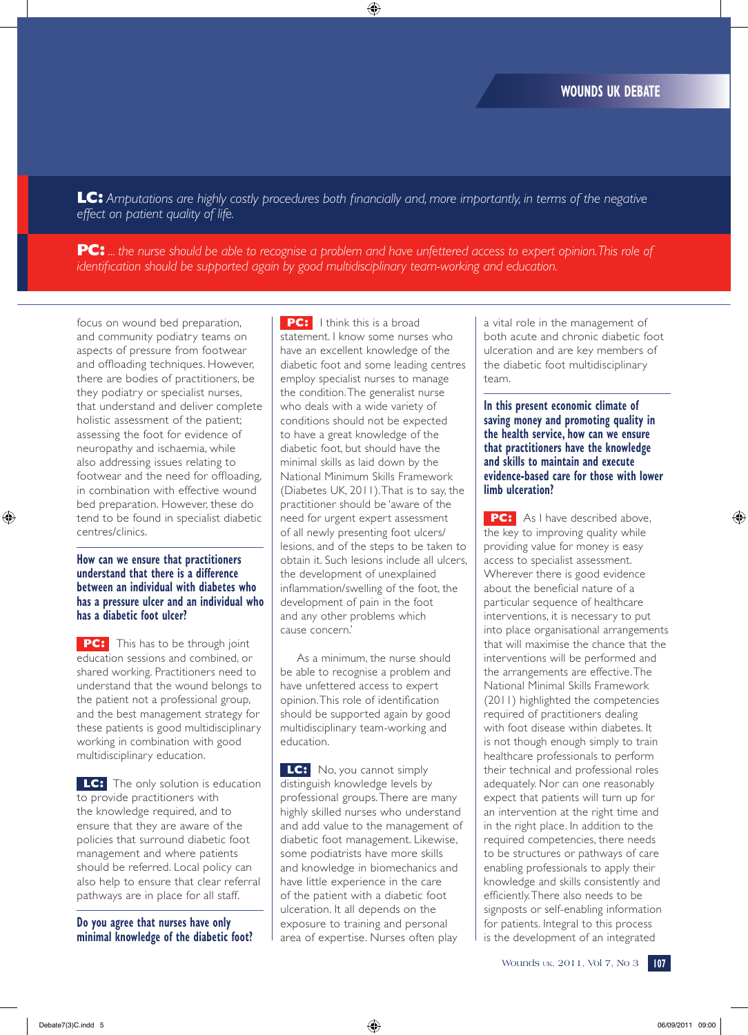**LC:** *Amputations are highly costly procedures both financially and, more importantly, in terms of the negative effect on patient quality of life.*

**PC:** *... the nurse should be able to recognise a problem and have unfettered access to expert opinion. This role of identification should be supported again by good multidisciplinary team-working and education.*

focus on wound bed preparation, and community podiatry teams on aspects of pressure from footwear and offloading techniques. However, there are bodies of practitioners, be they podiatry or specialist nurses, that understand and deliver complete holistic assessment of the patient; assessing the foot for evidence of neuropathy and ischaemia, while also addressing issues relating to footwear and the need for offloading, in combination with effective wound bed preparation. However, these do tend to be found in specialist diabetic centres/clinics.

### How can we ensure that practitioners understand that there is a difference between an individual with diabetes who has a pressure ulcer and an individual who has a diabetic foot ulcer?

**PC:** This has to be through joint education sessions and combined, or shared working. Practitioners need to understand that the wound belongs to the patient not a professional group, and the best management strategy for these patients is good multidisciplinary working in combination with good multidisciplinary education.

**LC:** The only solution is education to provide practitioners with the knowledge required, and to ensure that they are aware of the policies that surround diabetic foot management and where patients should be referred. Local policy can also help to ensure that clear referral pathways are in place for all staff.

### Do you agree that nurses have only minimal knowledge of the diabetic foot?

**PC:** I think this is a broad statement. I know some nurses who have an excellent knowledge of the diabetic foot and some leading centres employ specialist nurses to manage the condition. The generalist nurse who deals with a wide variety of conditions should not be expected to have a great knowledge of the diabetic foot, but should have the minimal skills as laid down by the National Minimum Skills Framework (Diabetes UK, 2011). That is to say, the practitioner should be 'aware of the need for urgent expert assessment of all newly presenting foot ulcers/ lesions, and of the steps to be taken to obtain it. Such lesions include all ulcers, the development of unexplained inflammation/swelling of the foot, the development of pain in the foot and any other problems which cause concern.'

As a minimum, the nurse should be able to recognise a problem and have unfettered access to expert opinion. This role of identification should be supported again by good multidisciplinary team-working and education.

**LC:** No, you cannot simply distinguish knowledge levels by professional groups. There are many highly skilled nurses who understand and add value to the management of diabetic foot management. Likewise, some podiatrists have more skills and knowledge in biomechanics and have little experience in the care of the patient with a diabetic foot ulceration. It all depends on the exposure to training and personal area of expertise. Nurses often play a vital role in the management of both acute and chronic diabetic foot ulceration and are key members of the diabetic foot multidisciplinary team.

### In this present economic climate of saving money and promoting quality in the health service, how can we ensure that practitioners have the knowledge and skills to maintain and execute evidence-based care for those with lower limb ulceration?

**PC:** As I have described above, the key to improving quality while providing value for money is easy access to specialist assessment. Wherever there is good evidence about the beneficial nature of a particular sequence of healthcare interventions, it is necessary to put into place organisational arrangements that will maximise the chance that the interventions will be performed and the arrangements are effective. The National Minimal Skills Framework (2011) highlighted the competencies required of practitioners dealing with foot disease within diabetes. It is not though enough simply to train healthcare professionals to perform their technical and professional roles adequately. Nor can one reasonably expect that patients will turn up for an intervention at the right time and in the right place. In addition to the required competencies, there needs to be structures or pathways of care enabling professionals to apply their knowledge and skills consistently and efficiently. There also needs to be signposts or self-enabling information for patients. Integral to this process is the development of an integrated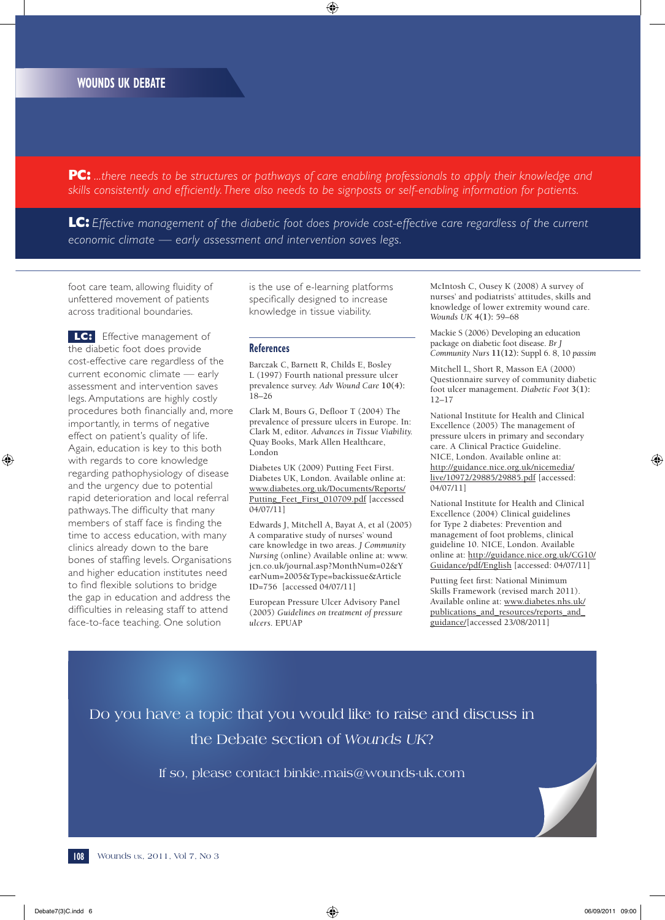**PC:** ...there needs to be structures or pathways of care enabling professionals to apply their knowledge and skills consistently and efficiently. There also needs to be signposts or self-enabling information for patients.

**LC:** Effective management of the diabetic foot does provide cost-effective care regardless of the current economic climate — early assessment and intervention saves legs.

foot care team, allowing fluidity of unfettered movement of patients across traditional boundaries.

**LC:** Effective management of the diabetic foot does provide cost-effective care regardless of the current economic climate — early assessment and intervention saves legs. Amputations are highly costly procedures both financially and, more importantly, in terms of negative effect on patient's quality of life. Again, education is key to this both with regards to core knowledge regarding pathophysiology of disease and the urgency due to potential rapid deterioration and local referral pathways. The difficulty that many members of staff face is finding the time to access education, with many clinics already down to the bare bones of staffing levels. Organisations and higher education institutes need to find flexible solutions to bridge the gap in education and address the difficulties in releasing staff to attend face-to-face teaching. One solution is the use of e-learning platforms specifically designed to increase knowledge in tissue viability.

## References

Barczak C, Barnett R, Childs E, Bosley L (1997) Fourth national pressure ulcer prevalence survey. *Adv Wound Care* **10(4)**: 18–26

Clark M, Bours G, Defloor T (2004) The prevalence of pressure ulcers in Europe. In: Clark M, editor. *Advances in Tissue Viability.* Quay Books, Mark Allen Healthcare, London

Diabetes UK (2009) Putting Feet First. Diabetes UK, London. Available online at: www.diabetes.org.uk/Documents/Reports/Putting_Feet_First_010709.pdf [accessed 04/07/11]

Edwards J, Mitchell A, Bayat A, et al (2005) A comparative study of nurses' wound care knowledge in two areas. *J Community Nursing* (online) Available online at: www.jcn.co.uk/journal.asp?MonthNum=02&YearNum=2005&Type=backissue&ArticleID=756 [accessed 04/07/11]

European Pressure Ulcer Advisory Panel (2005) *Guidelines on treatment of pressure ulcers*. EPUAP

McIntosh C, Ousey K (2008) A survey of nurses' and podiatrists' attitudes, skills and knowledge of lower extremity wound care. *Wounds UK* **4(1)**: 59–68

Mackie S (2006) Developing an education package on diabetic foot disease. *Br J Community Nurs* **11(12)**: Suppl 6. 8, 10 *passim*

Mitchell L, Short R, Masson EA (2000) Questionnaire survey of community diabetic foot ulcer management. *Diabetic Foot* **3(1)**: 12–17

National Institute for Health and Clinical Excellence (2005) The management of pressure ulcers in primary and secondary care. A Clinical Practice Guideline. NICE, London. Available online at: http://guidance.nice.org.uk/nicemedia/live/10972/29885/29885.pdf [accessed: 04/07/11]

National Institute for Health and Clinical Excellence (2004) Clinical guidelines for Type 2 diabetes: Prevention and management of foot problems, clinical guideline 10. NICE, London. Available online at: http://guidance.nice.org.uk/CG10/Guidance/pdf/English [accessed: 04/07/11]

Putting feet first: National Minimum Skills Framework (revised march 2011). Available online at: www.diabetes.nhs.uk/publications_and_resources/reports_and_guidance/[accessed 23/08/2011]

Do you have a topic that you would like to raise and discuss in the Debate section of *Wounds UK*?

If so, please contact binkie.mais@wounds-uk.com